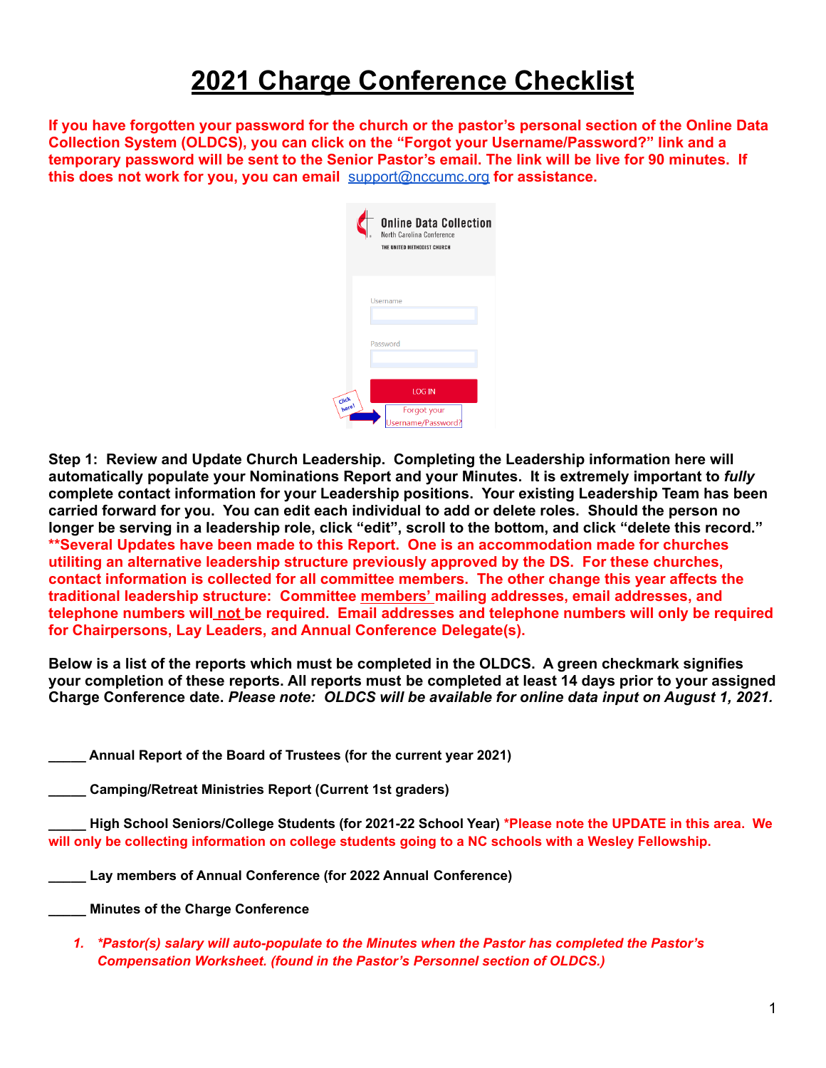# 2021 Charge Conference Checklist

**If you have forgotten your password for the church or the pastor's personal section of the Online Data Collection System (OLDCS), you can click on the "Forgot your Username/Password?" link and a temporary password will be sent to the Senior Pastor's email. The link will be live for 90 minutes. If this does not work for you, you can email support@nccumc.org for assistance.**

**Step 1: Review and Update Church Leadership. Completing the Leadership information here will automatically populate your Nominations Report and your Minutes. It is extremely important to *fully* complete contact information for your Leadership positions. Your existing Leadership Team has been carried forward for you. You can edit each individual to add or delete roles. Should the person no longer be serving in a leadership role, click "edit", scroll to the bottom, and click "delete this record."** **\*\*Several Updates have been made to this Report. One is an accommodation made for churches utiliting an alternative leadership structure previously approved by the DS. For these churches, contact information is collected for all committee members. The other change this year affects the traditional leadership structure: Committee members' mailing addresses, email addresses, and telephone numbers will not be required. Email addresses and telephone numbers will only be required for Chairpersons, Lay Leaders, and Annual Conference Delegate(s).**

**Below is a list of the reports which must be completed in the OLDCS. A green checkmark signifies your completion of these reports. All reports must be completed at least 14 days prior to your assigned Charge Conference date.** ***Please note: OLDCS will be available for online data input on August 1, 2021.***

**_____ Annual Report of the Board of Trustees (for the current year 2021)**

**_____ Camping/Retreat Ministries Report (Current 1st graders)**

**_____ High School Seniors/College Students (for 2021-22 School Year)** **\*Please note the UPDATE in this area. We will only be collecting information on college students going to a NC schools with a Wesley Fellowship.**

**_____ Lay members of Annual Conference (for 2022 Annual Conference)**

**_____ Minutes of the Charge Conference**

1. ***\*Pastor(s) salary will auto-populate to the Minutes when the Pastor has completed the Pastor's Compensation Worksheet. (found in the Pastor's Personnel section of OLDCS.)***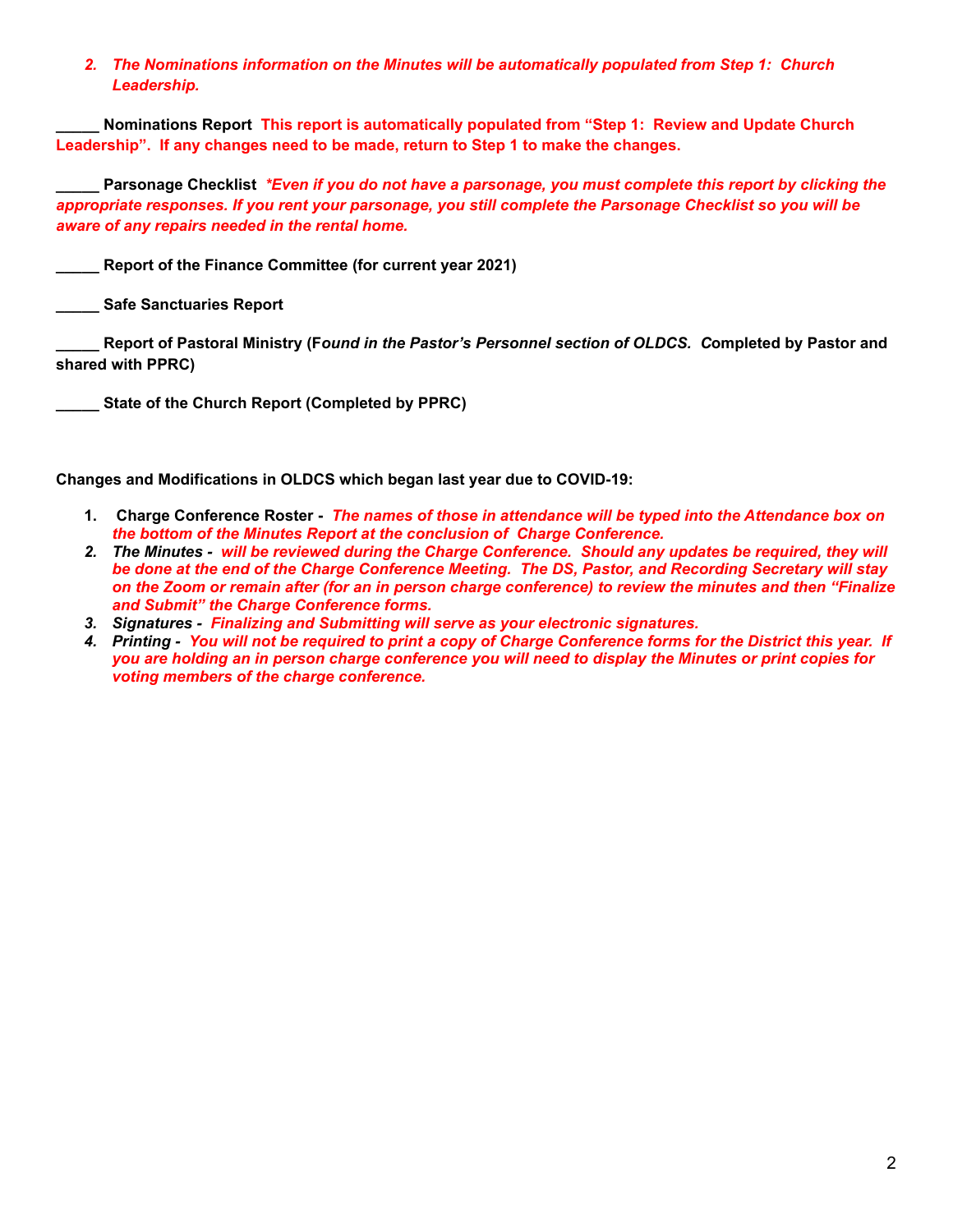2. ***The Nominations information on the Minutes will be automatically populated from Step 1: Church Leadership.***

_____ **Nominations Report** **This report is automatically populated from “Step 1: Review and Update Church Leadership”. If any changes need to be made, return to Step 1 to make the changes.**

_____ **Parsonage Checklist** ***\*Even if you do not have a parsonage, you must complete this report by clicking the appropriate responses. If you rent your parsonage, you still complete the Parsonage Checklist so you will be aware of any repairs needed in the rental home.***

_____ **Report of the Finance Committee (for current year 2021)**

_____ **Safe Sanctuaries Report**

_____ **Report of Pastoral Ministry (F*ound in the Pastor’s Personnel section of OLDCS. C*ompleted by Pastor and shared with PPRC)**

_____ **State of the Church Report (Completed by PPRC)**

**Changes and Modifications in OLDCS which began last year due to COVID-19:**

1. **Charge Conference Roster -** ***The names of those in attendance will be typed into the Attendance box on the bottom of the Minutes Report at the conclusion of Charge Conference.***
2. ***The Minutes - will be reviewed during the Charge Conference. Should any updates be required, they will be done at the end of the Charge Conference Meeting. The DS, Pastor, and Recording Secretary will stay on the Zoom or remain after (for an in person charge conference) to review the minutes and then “Finalize and Submit” the Charge Conference forms.***
3. ***Signatures - Finalizing and Submitting will serve as your electronic signatures.***
4. ***Printing - You will not be required to print a copy of Charge Conference forms for the District this year. If you are holding an in person charge conference you will need to display the Minutes or print copies for voting members of the charge conference.***